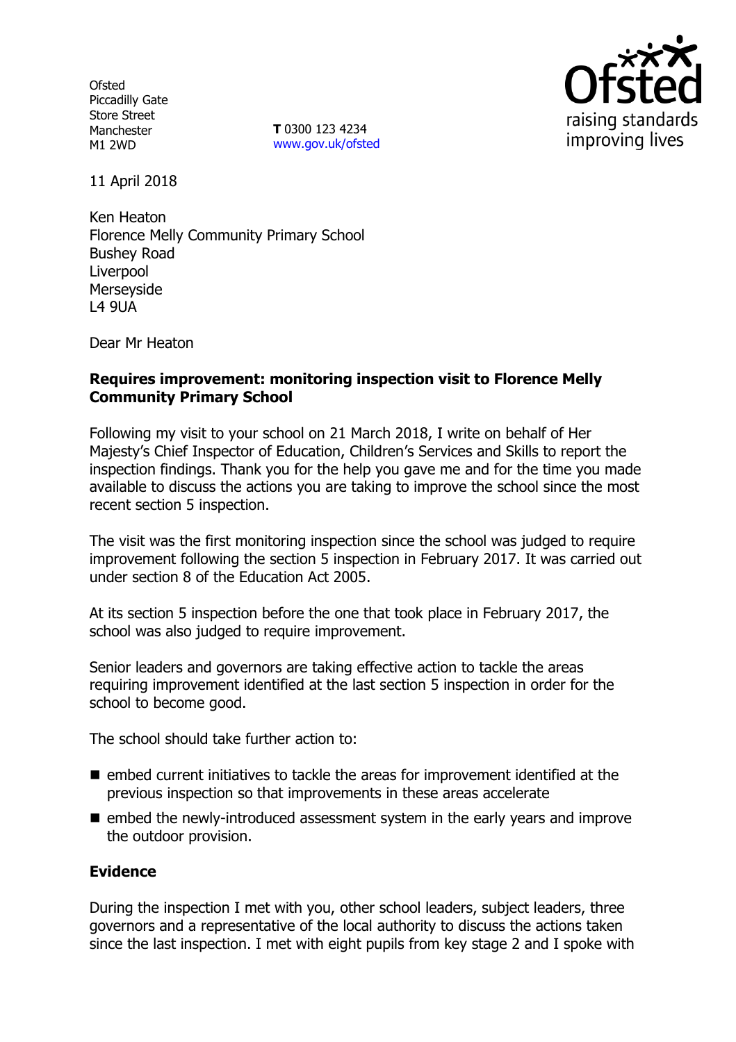Ofsted
Piccadilly Gate
Store Street
Manchester
M1 2WD

**T** 0300 123 4234
www.gov.uk/ofsted

11 April 2018

Ken Heaton
Florence Melly Community Primary School
Bushey Road
Liverpool
Merseyside
L4 9UA

Dear Mr Heaton

**Requires improvement: monitoring inspection visit to Florence Melly Community Primary School**

Following my visit to your school on 21 March 2018, I write on behalf of Her Majesty's Chief Inspector of Education, Children's Services and Skills to report the inspection findings. Thank you for the help you gave me and for the time you made available to discuss the actions you are taking to improve the school since the most recent section 5 inspection.

The visit was the first monitoring inspection since the school was judged to require improvement following the section 5 inspection in February 2017. It was carried out under section 8 of the Education Act 2005.

At its section 5 inspection before the one that took place in February 2017, the school was also judged to require improvement.

Senior leaders and governors are taking effective action to tackle the areas requiring improvement identified at the last section 5 inspection in order for the school to become good.

The school should take further action to:

- embed current initiatives to tackle the areas for improvement identified at the previous inspection so that improvements in these areas accelerate
- embed the newly-introduced assessment system in the early years and improve the outdoor provision.

**Evidence**

During the inspection I met with you, other school leaders, subject leaders, three governors and a representative of the local authority to discuss the actions taken since the last inspection. I met with eight pupils from key stage 2 and I spoke with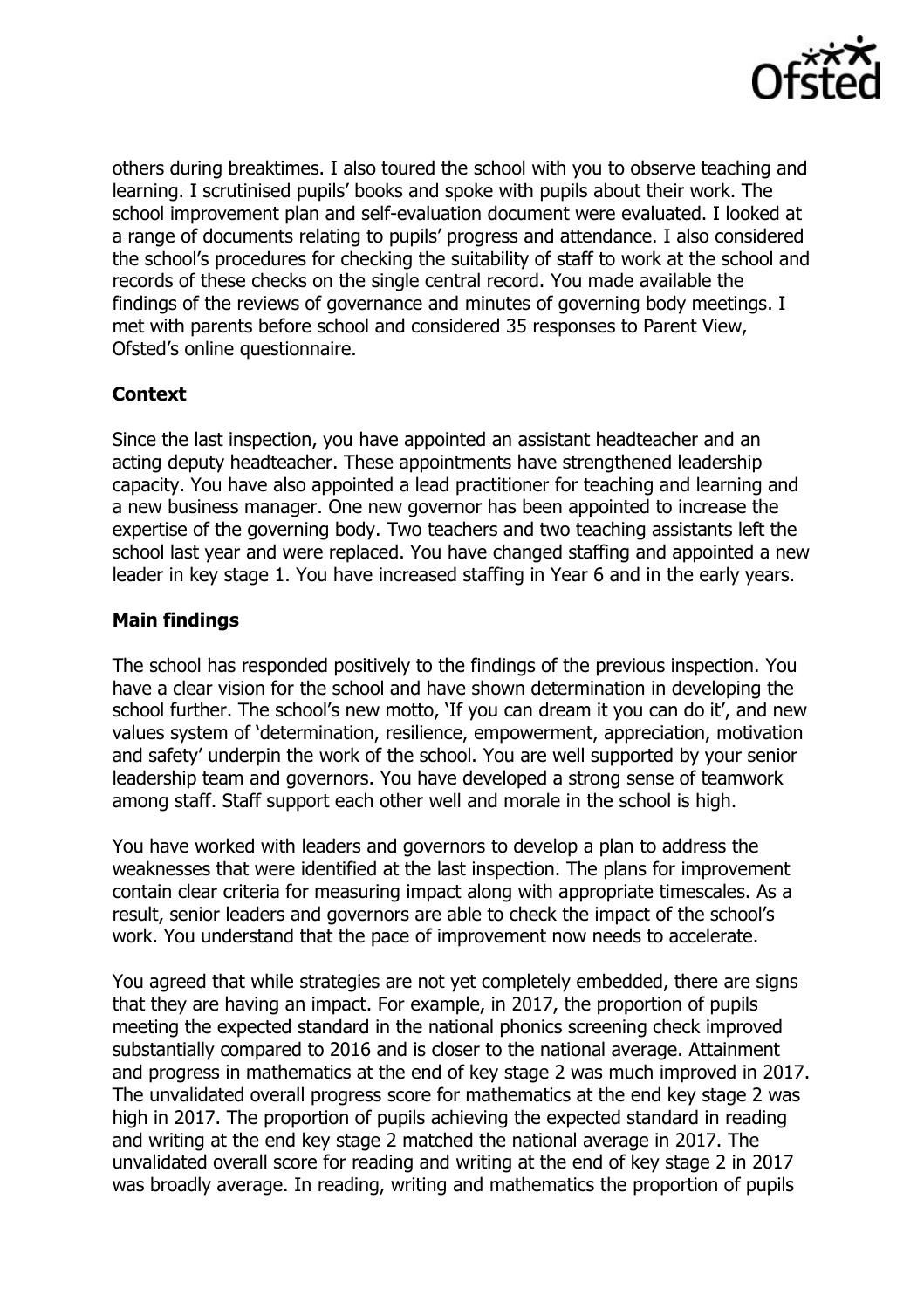others during breaktimes. I also toured the school with you to observe teaching and learning. I scrutinised pupils' books and spoke with pupils about their work. The school improvement plan and self-evaluation document were evaluated. I looked at a range of documents relating to pupils' progress and attendance. I also considered the school's procedures for checking the suitability of staff to work at the school and records of these checks on the single central record. You made available the findings of the reviews of governance and minutes of governing body meetings. I met with parents before school and considered 35 responses to Parent View, Ofsted's online questionnaire.

## Context

Since the last inspection, you have appointed an assistant headteacher and an acting deputy headteacher. These appointments have strengthened leadership capacity. You have also appointed a lead practitioner for teaching and learning and a new business manager. One new governor has been appointed to increase the expertise of the governing body. Two teachers and two teaching assistants left the school last year and were replaced. You have changed staffing and appointed a new leader in key stage 1. You have increased staffing in Year 6 and in the early years.

## Main findings

The school has responded positively to the findings of the previous inspection. You have a clear vision for the school and have shown determination in developing the school further. The school's new motto, 'If you can dream it you can do it', and new values system of 'determination, resilience, empowerment, appreciation, motivation and safety' underpin the work of the school. You are well supported by your senior leadership team and governors. You have developed a strong sense of teamwork among staff. Staff support each other well and morale in the school is high.

You have worked with leaders and governors to develop a plan to address the weaknesses that were identified at the last inspection. The plans for improvement contain clear criteria for measuring impact along with appropriate timescales. As a result, senior leaders and governors are able to check the impact of the school's work. You understand that the pace of improvement now needs to accelerate.

You agreed that while strategies are not yet completely embedded, there are signs that they are having an impact. For example, in 2017, the proportion of pupils meeting the expected standard in the national phonics screening check improved substantially compared to 2016 and is closer to the national average. Attainment and progress in mathematics at the end of key stage 2 was much improved in 2017. The unvalidated overall progress score for mathematics at the end key stage 2 was high in 2017. The proportion of pupils achieving the expected standard in reading and writing at the end key stage 2 matched the national average in 2017. The unvalidated overall score for reading and writing at the end of key stage 2 in 2017 was broadly average. In reading, writing and mathematics the proportion of pupils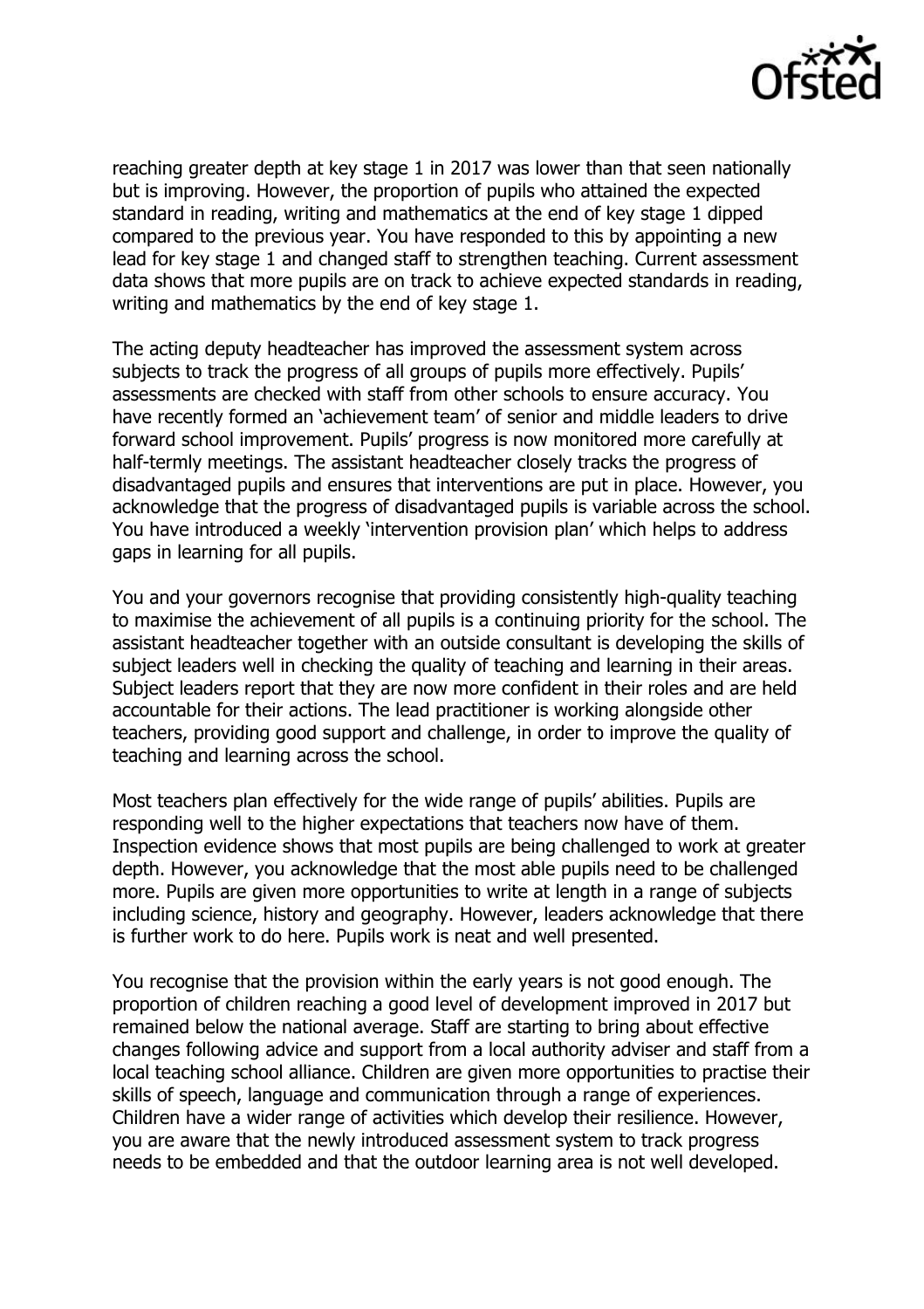reaching greater depth at key stage 1 in 2017 was lower than that seen nationally but is improving. However, the proportion of pupils who attained the expected standard in reading, writing and mathematics at the end of key stage 1 dipped compared to the previous year. You have responded to this by appointing a new lead for key stage 1 and changed staff to strengthen teaching. Current assessment data shows that more pupils are on track to achieve expected standards in reading, writing and mathematics by the end of key stage 1.

The acting deputy headteacher has improved the assessment system across subjects to track the progress of all groups of pupils more effectively. Pupils' assessments are checked with staff from other schools to ensure accuracy. You have recently formed an 'achievement team' of senior and middle leaders to drive forward school improvement. Pupils' progress is now monitored more carefully at half-termly meetings. The assistant headteacher closely tracks the progress of disadvantaged pupils and ensures that interventions are put in place. However, you acknowledge that the progress of disadvantaged pupils is variable across the school. You have introduced a weekly 'intervention provision plan' which helps to address gaps in learning for all pupils.

You and your governors recognise that providing consistently high-quality teaching to maximise the achievement of all pupils is a continuing priority for the school. The assistant headteacher together with an outside consultant is developing the skills of subject leaders well in checking the quality of teaching and learning in their areas. Subject leaders report that they are now more confident in their roles and are held accountable for their actions. The lead practitioner is working alongside other teachers, providing good support and challenge, in order to improve the quality of teaching and learning across the school.

Most teachers plan effectively for the wide range of pupils' abilities. Pupils are responding well to the higher expectations that teachers now have of them. Inspection evidence shows that most pupils are being challenged to work at greater depth. However, you acknowledge that the most able pupils need to be challenged more. Pupils are given more opportunities to write at length in a range of subjects including science, history and geography. However, leaders acknowledge that there is further work to do here. Pupils work is neat and well presented.

You recognise that the provision within the early years is not good enough. The proportion of children reaching a good level of development improved in 2017 but remained below the national average. Staff are starting to bring about effective changes following advice and support from a local authority adviser and staff from a local teaching school alliance. Children are given more opportunities to practise their skills of speech, language and communication through a range of experiences. Children have a wider range of activities which develop their resilience. However, you are aware that the newly introduced assessment system to track progress needs to be embedded and that the outdoor learning area is not well developed.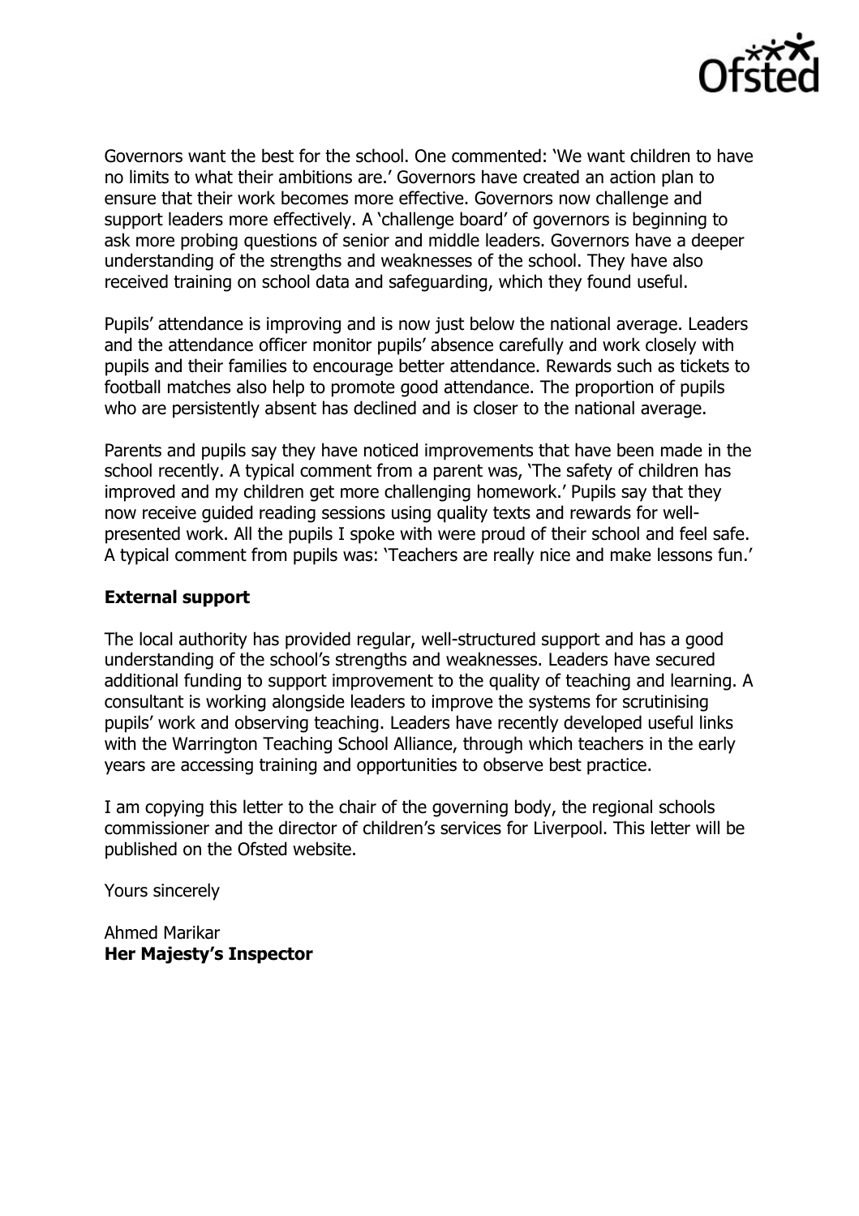Governors want the best for the school. One commented: 'We want children to have no limits to what their ambitions are.' Governors have created an action plan to ensure that their work becomes more effective. Governors now challenge and support leaders more effectively. A 'challenge board' of governors is beginning to ask more probing questions of senior and middle leaders. Governors have a deeper understanding of the strengths and weaknesses of the school. They have also received training on school data and safeguarding, which they found useful.

Pupils' attendance is improving and is now just below the national average. Leaders and the attendance officer monitor pupils' absence carefully and work closely with pupils and their families to encourage better attendance. Rewards such as tickets to football matches also help to promote good attendance. The proportion of pupils who are persistently absent has declined and is closer to the national average.

Parents and pupils say they have noticed improvements that have been made in the school recently. A typical comment from a parent was, 'The safety of children has improved and my children get more challenging homework.' Pupils say that they now receive guided reading sessions using quality texts and rewards for well-presented work. All the pupils I spoke with were proud of their school and feel safe. A typical comment from pupils was: 'Teachers are really nice and make lessons fun.'

**External support**

The local authority has provided regular, well-structured support and has a good understanding of the school's strengths and weaknesses. Leaders have secured additional funding to support improvement to the quality of teaching and learning. A consultant is working alongside leaders to improve the systems for scrutinising pupils' work and observing teaching. Leaders have recently developed useful links with the Warrington Teaching School Alliance, through which teachers in the early years are accessing training and opportunities to observe best practice.

I am copying this letter to the chair of the governing body, the regional schools commissioner and the director of children's services for Liverpool. This letter will be published on the Ofsted website.

Yours sincerely

Ahmed Marikar
**Her Majesty's Inspector**